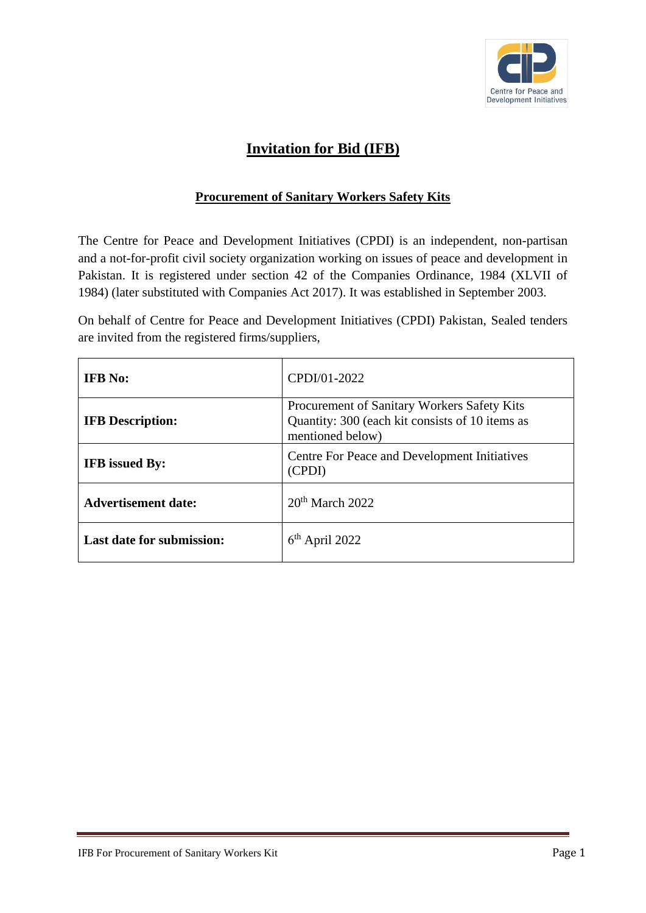# Invitation for Bid (IFB)

## Procurement of Sanitary Workers Safety Kits

The Centre for Peace and Development Initiatives (CPDI) is an independent, non-partisan and a not-for-profit civil society organization working on issues of peace and development in Pakistan. It is registered under section 42 of the Companies Ordinance, 1984 (XLVII of 1984) (later substituted with Companies Act 2017). It was established in September 2003.

On behalf of Centre for Peace and Development Initiatives (CPDI) Pakistan, Sealed tenders are invited from the registered firms/suppliers,

| | |
|---|---|
| **IFB No:** | CPDI/01-2022 |
| **IFB Description:** | Procurement of Sanitary Workers Safety Kits Quantity: 300 (each kit consists of 10 items as mentioned below) |
| **IFB issued By:** | Centre For Peace and Development Initiatives (CPDI) |
| **Advertisement date:** | 20th March 2022 |
| **Last date for submission:** | 6th April 2022 |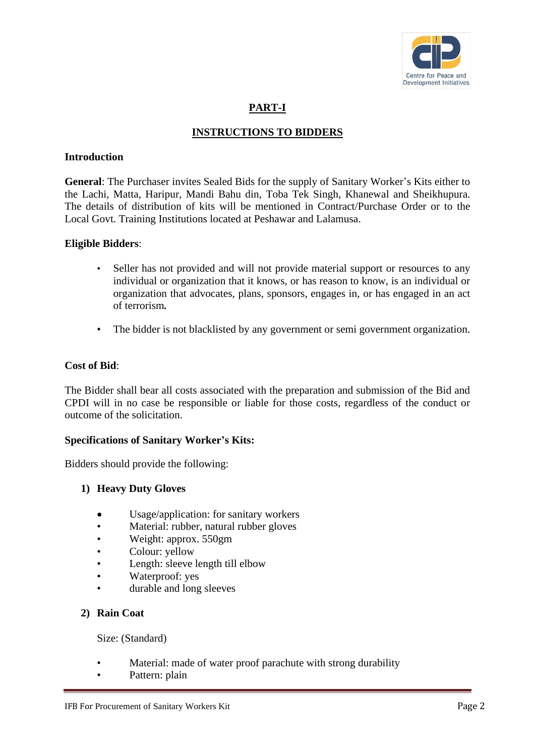## PART-I

## INSTRUCTIONS TO BIDDERS

**Introduction**

**General**: The Purchaser invites Sealed Bids for the supply of Sanitary Worker's Kits either to the Lachi, Matta, Haripur, Mandi Bahu din, Toba Tek Singh, Khanewal and Sheikhupura. The details of distribution of kits will be mentioned in Contract/Purchase Order or to the Local Govt. Training Institutions located at Peshawar and Lalamusa.

**Eligible Bidders**:

- Seller has not provided and will not provide material support or resources to any individual or organization that it knows, or has reason to know, is an individual or organization that advocates, plans, sponsors, engages in, or has engaged in an act of terrorism**.**
- The bidder is not blacklisted by any government or semi government organization.

**Cost of Bid**:

The Bidder shall bear all costs associated with the preparation and submission of the Bid and CPDI will in no case be responsible or liable for those costs, regardless of the conduct or outcome of the solicitation.

**Specifications of Sanitary Worker's Kits:**

Bidders should provide the following:

**1) Heavy Duty Gloves**

- Usage/application: for sanitary workers
- Material: rubber, natural rubber gloves
- Weight: approx. 550gm
- Colour: yellow
- Length: sleeve length till elbow
- Waterproof: yes
- durable and long sleeves

**2) Rain Coat**

Size: (Standard)

- Material: made of water proof parachute with strong durability
- Pattern: plain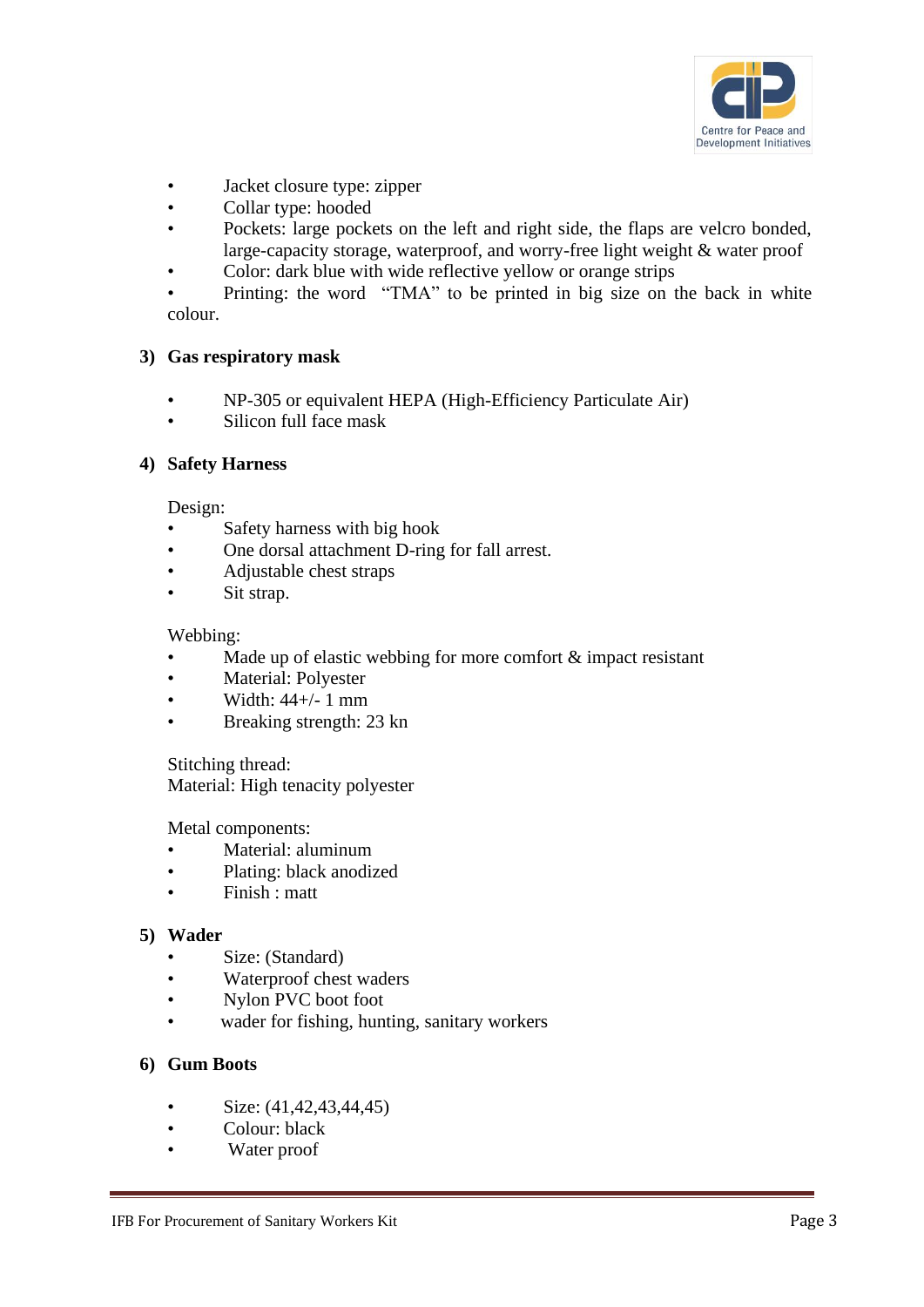- Jacket closure type: zipper
- Collar type: hooded
- Pockets: large pockets on the left and right side, the flaps are velcro bonded, large-capacity storage, waterproof, and worry-free light weight & water proof
- Color: dark blue with wide reflective yellow or orange strips
- Printing: the word "TMA" to be printed in big size on the back in white colour.

### 3) Gas respiratory mask

- NP-305 or equivalent HEPA (High-Efficiency Particulate Air)
- Silicon full face mask

### 4) Safety Harness

Design:

- Safety harness with big hook
- One dorsal attachment D-ring for fall arrest.
- Adjustable chest straps
- Sit strap.

Webbing:

- Made up of elastic webbing for more comfort & impact resistant
- Material: Polyester
- Width: 44+/- 1 mm
- Breaking strength: 23 kn

Stitching thread:
Material: High tenacity polyester

Metal components:

- Material: aluminum
- Plating: black anodized
- Finish : matt

### 5) Wader

- Size: (Standard)
- Waterproof chest waders
- Nylon PVC boot foot
- wader for fishing, hunting, sanitary workers

### 6) Gum Boots

- Size: (41,42,43,44,45)
- Colour: black
- Water proof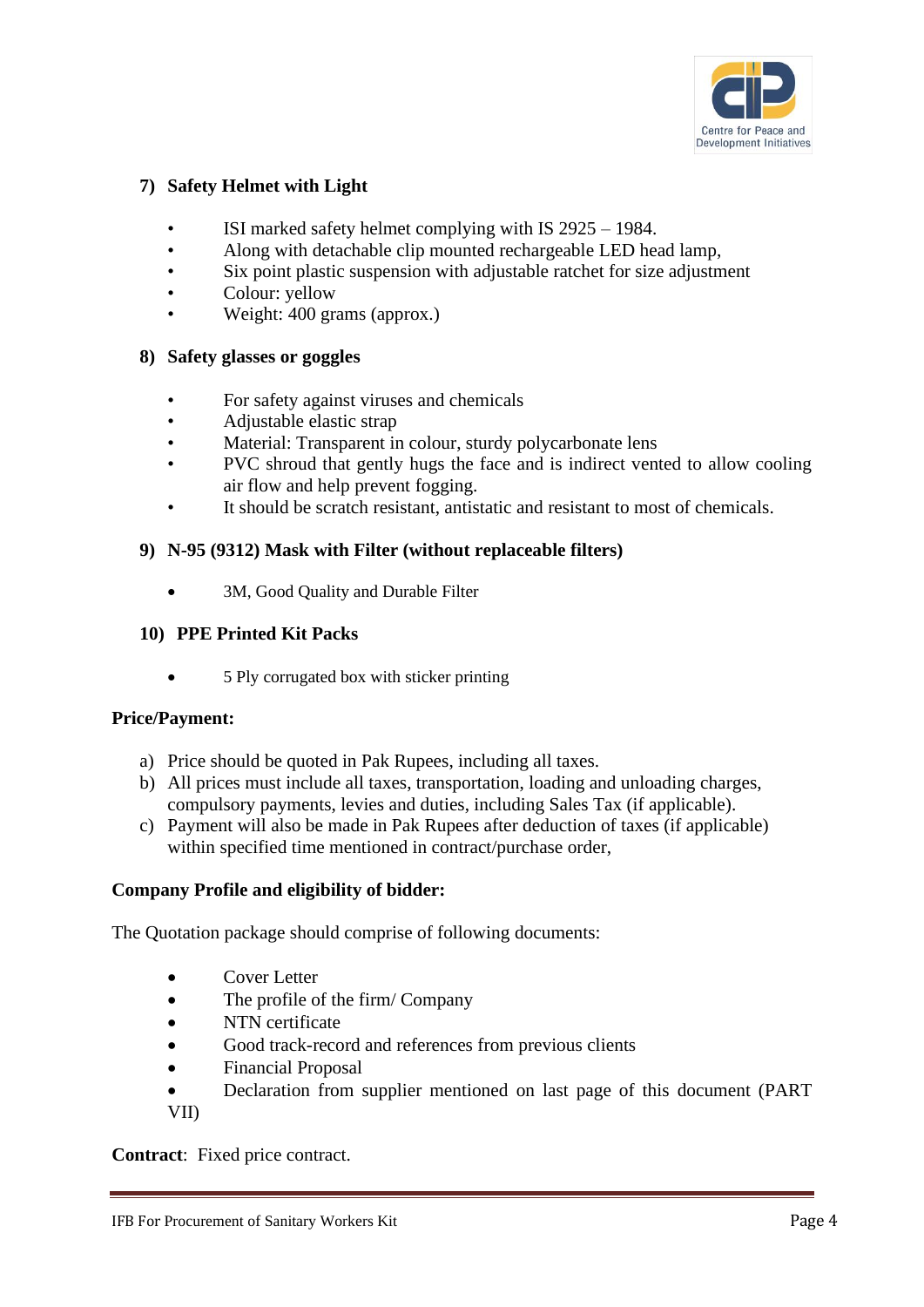### 7) Safety Helmet with Light

- ISI marked safety helmet complying with IS 2925 – 1984.
- Along with detachable clip mounted rechargeable LED head lamp,
- Six point plastic suspension with adjustable ratchet for size adjustment
- Colour: yellow
- Weight: 400 grams (approx.)

### 8) Safety glasses or goggles

- For safety against viruses and chemicals
- Adjustable elastic strap
- Material: Transparent in colour, sturdy polycarbonate lens
- PVC shroud that gently hugs the face and is indirect vented to allow cooling air flow and help prevent fogging.
- It should be scratch resistant, antistatic and resistant to most of chemicals.

### 9) N-95 (9312) Mask with Filter (without replaceable filters)

- 3M, Good Quality and Durable Filter

### 10) PPE Printed Kit Packs

- 5 Ply corrugated box with sticker printing

**Price/Payment:**

a) Price should be quoted in Pak Rupees, including all taxes.
b) All prices must include all taxes, transportation, loading and unloading charges, compulsory payments, levies and duties, including Sales Tax (if applicable).
c) Payment will also be made in Pak Rupees after deduction of taxes (if applicable) within specified time mentioned in contract/purchase order,

**Company Profile and eligibility of bidder:**

The Quotation package should comprise of following documents:

- Cover Letter
- The profile of the firm/ Company
- NTN certificate
- Good track-record and references from previous clients
- Financial Proposal
- Declaration from supplier mentioned on last page of this document (PART VII)

**Contract**: Fixed price contract.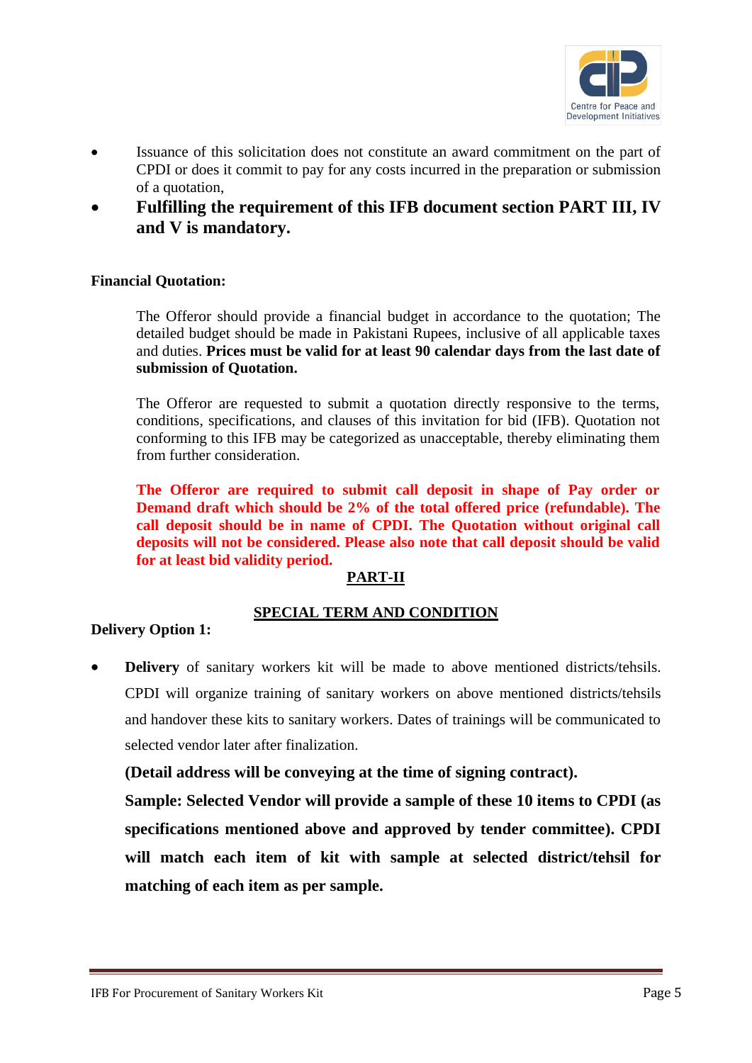- Issuance of this solicitation does not constitute an award commitment on the part of CPDI or does it commit to pay for any costs incurred in the preparation or submission of a quotation,
- **Fulfilling the requirement of this IFB document section PART III, IV and V is mandatory.**

**Financial Quotation:**

The Offeror should provide a financial budget in accordance to the quotation; The detailed budget should be made in Pakistani Rupees, inclusive of all applicable taxes and duties. **Prices must be valid for at least 90 calendar days from the last date of submission of Quotation.**

The Offeror are requested to submit a quotation directly responsive to the terms, conditions, specifications, and clauses of this invitation for bid (IFB). Quotation not conforming to this IFB may be categorized as unacceptable, thereby eliminating them from further consideration.

**The Offeror are required to submit call deposit in shape of Pay order or Demand draft which should be 2% of the total offered price (refundable). The call deposit should be in name of CPDI. The Quotation without original call deposits will not be considered. Please also note that call deposit should be valid for at least bid validity period.**

## PART-II

## SPECIAL TERM AND CONDITION

**Delivery Option 1:**

- **Delivery** of sanitary workers kit will be made to above mentioned districts/tehsils. CPDI will organize training of sanitary workers on above mentioned districts/tehsils and handover these kits to sanitary workers. Dates of trainings will be communicated to selected vendor later after finalization.

  **(Detail address will be conveying at the time of signing contract).**

  **Sample: Selected Vendor will provide a sample of these 10 items to CPDI (as specifications mentioned above and approved by tender committee). CPDI will match each item of kit with sample at selected district/tehsil for matching of each item as per sample.**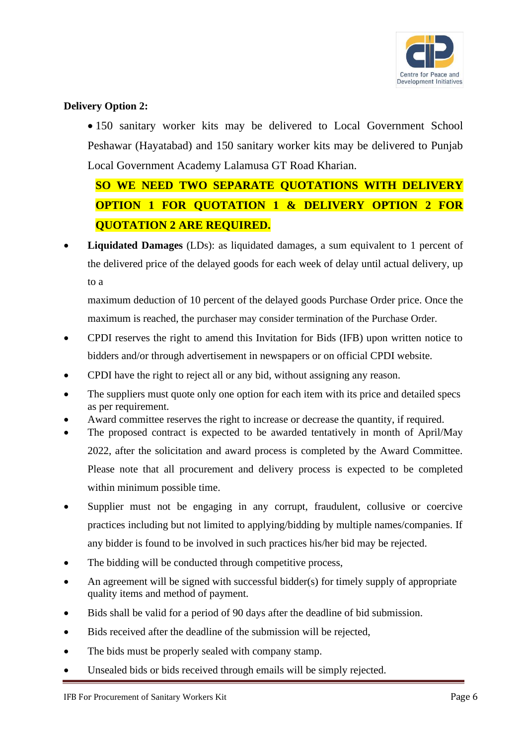**Delivery Option 2:**

- 150 sanitary worker kits may be delivered to Local Government School Peshawar (Hayatabad) and 150 sanitary worker kits may be delivered to Punjab Local Government Academy Lalamusa GT Road Kharian.

  **SO WE NEED TWO SEPARATE QUOTATIONS WITH DELIVERY OPTION 1 FOR QUOTATION 1 & DELIVERY OPTION 2 FOR QUOTATION 2 ARE REQUIRED.**

- **Liquidated Damages** (LDs): as liquidated damages, a sum equivalent to 1 percent of the delivered price of the delayed goods for each week of delay until actual delivery, up to a

  maximum deduction of 10 percent of the delayed goods Purchase Order price. Once the maximum is reached, the purchaser may consider termination of the Purchase Order.
- CPDI reserves the right to amend this Invitation for Bids (IFB) upon written notice to bidders and/or through advertisement in newspapers or on official CPDI website.
- CPDI have the right to reject all or any bid, without assigning any reason.
- The suppliers must quote only one option for each item with its price and detailed specs as per requirement.
- Award committee reserves the right to increase or decrease the quantity, if required.
- The proposed contract is expected to be awarded tentatively in month of April/May 2022, after the solicitation and award process is completed by the Award Committee. Please note that all procurement and delivery process is expected to be completed within minimum possible time.
- Supplier must not be engaging in any corrupt, fraudulent, collusive or coercive practices including but not limited to applying/bidding by multiple names/companies. If any bidder is found to be involved in such practices his/her bid may be rejected.
- The bidding will be conducted through competitive process,
- An agreement will be signed with successful bidder(s) for timely supply of appropriate quality items and method of payment.
- Bids shall be valid for a period of 90 days after the deadline of bid submission.
- Bids received after the deadline of the submission will be rejected,
- The bids must be properly sealed with company stamp.
- Unsealed bids or bids received through emails will be simply rejected.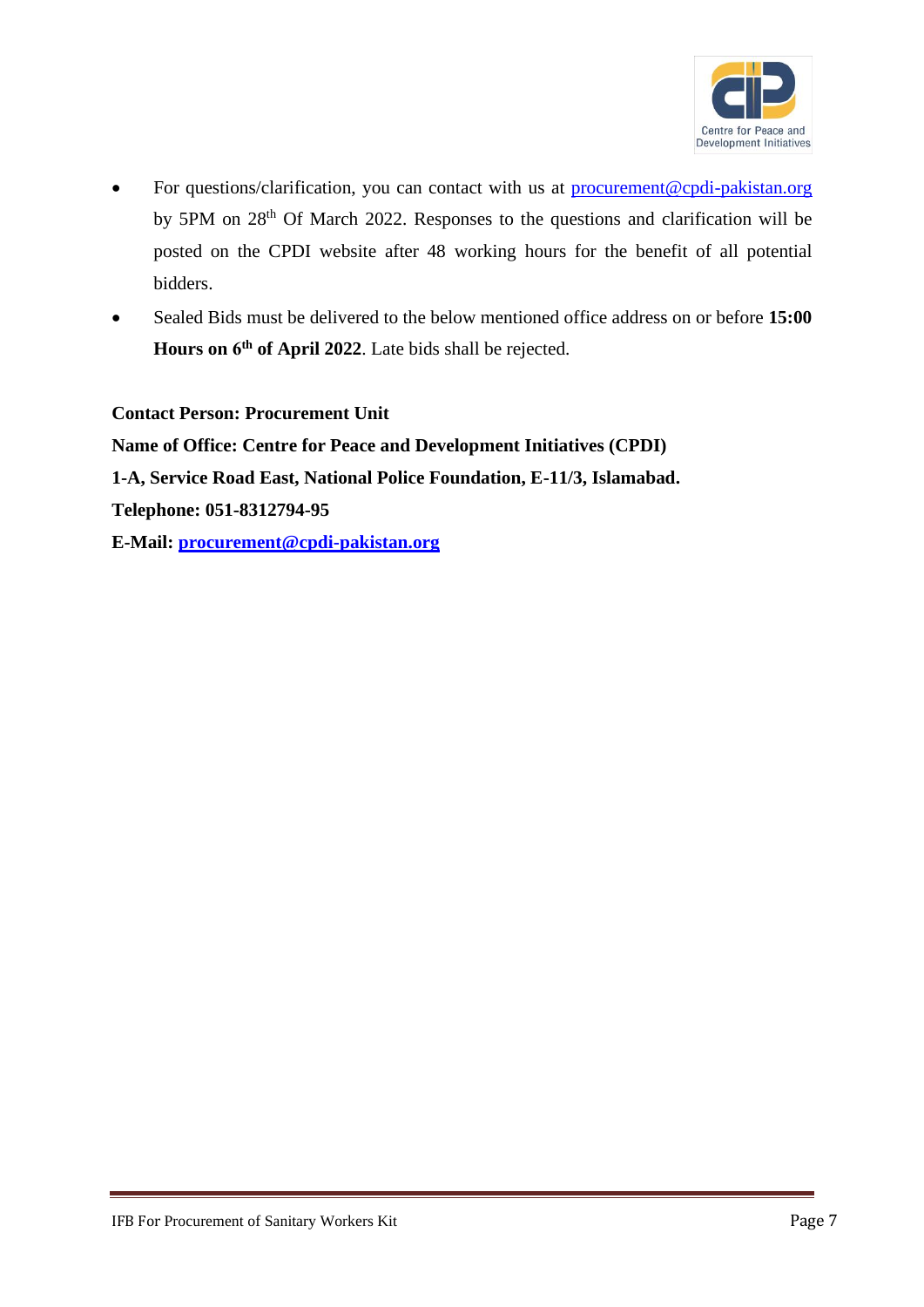- For questions/clarification, you can contact with us at procurement@cpdi-pakistan.org by 5PM on 28th Of March 2022. Responses to the questions and clarification will be posted on the CPDI website after 48 working hours for the benefit of all potential bidders.
- Sealed Bids must be delivered to the below mentioned office address on or before **15:00 Hours on 6th of April 2022**. Late bids shall be rejected.

**Contact Person: Procurement Unit**

**Name of Office: Centre for Peace and Development Initiatives (CPDI)**

**1-A, Service Road East, National Police Foundation, E-11/3, Islamabad.**

**Telephone: 051-8312794-95**

**E-Mail: procurement@cpdi-pakistan.org**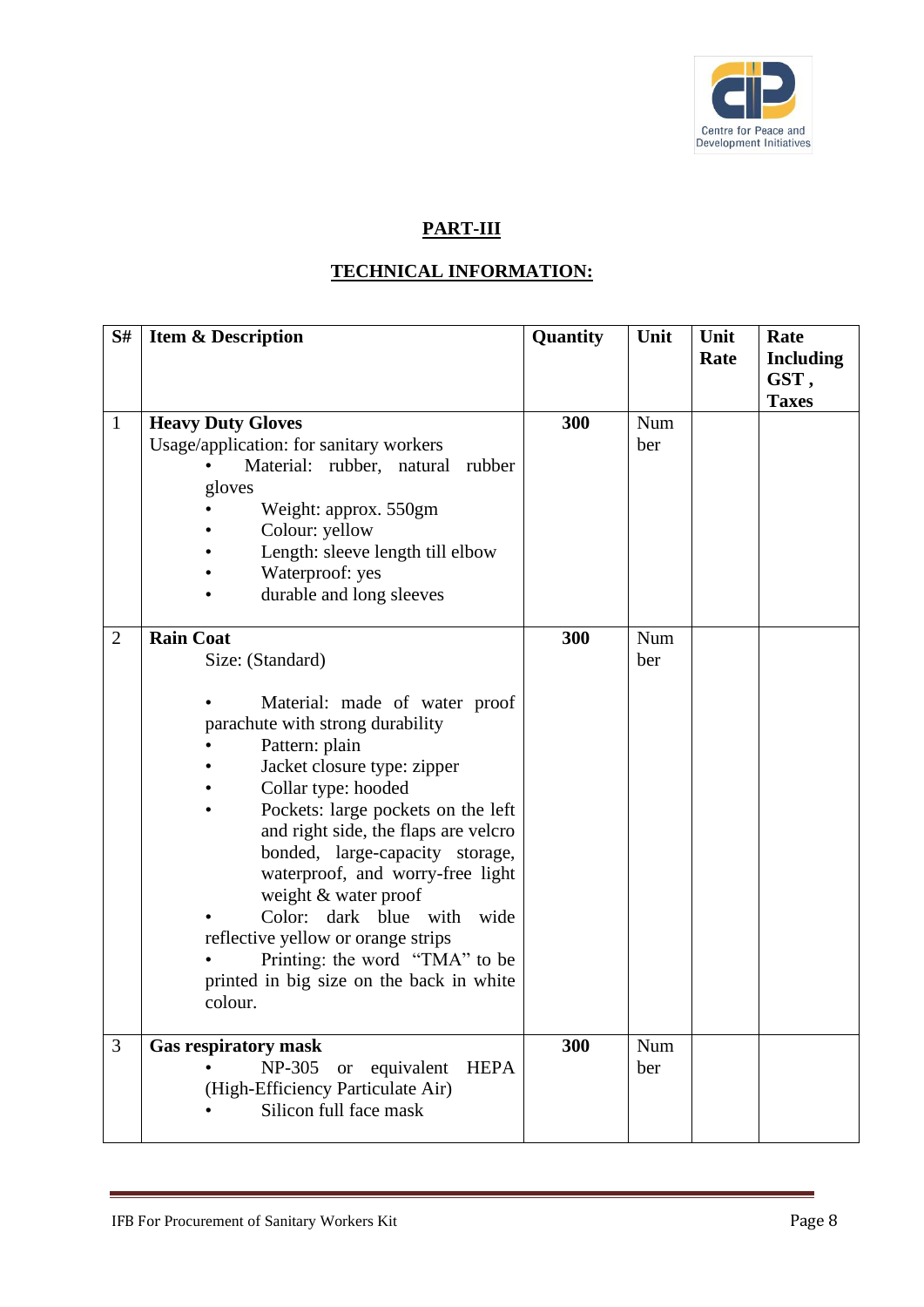## PART-III

## TECHNICAL INFORMATION:

| S# | Item & Description | Quantity | Unit | Unit Rate | Rate Including GST , Taxes |
|---|---|---|---|---|---|
| 1 | **Heavy Duty Gloves**<br>Usage/application: for sanitary workers<br>• Material: rubber, natural rubber gloves<br>• Weight: approx. 550gm<br>• Colour: yellow<br>• Length: sleeve length till elbow<br>• Waterproof: yes<br>• durable and long sleeves | **300** | Number | | |
| 2 | **Rain Coat**<br>Size: (Standard)<br>• Material: made of water proof parachute with strong durability<br>• Pattern: plain<br>• Jacket closure type: zipper<br>• Collar type: hooded<br>• Pockets: large pockets on the left and right side, the flaps are velcro bonded, large-capacity storage, waterproof, and worry-free light weight & water proof<br>• Color: dark blue with wide reflective yellow or orange strips<br>• Printing: the word "TMA" to be printed in big size on the back in white colour. | **300** | Number | | |
| 3 | **Gas respiratory mask**<br>• NP-305 or equivalent HEPA (High-Efficiency Particulate Air)<br>• Silicon full face mask | **300** | Number | | |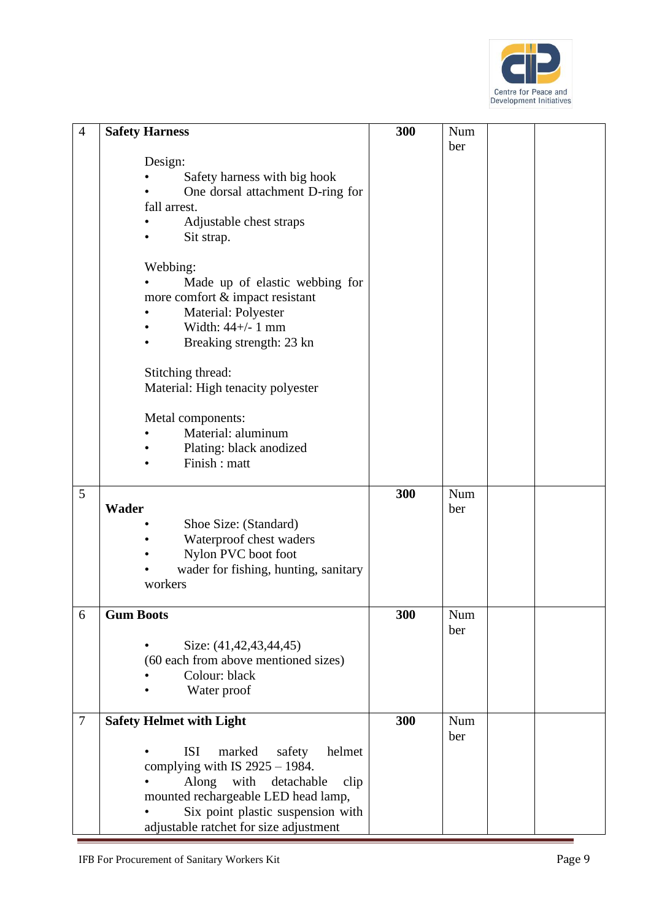| 4 | **Safety Harness**<br><br>Design:<br>• Safety harness with big hook<br>• One dorsal attachment D-ring for fall arrest.<br>• Adjustable chest straps<br>• Sit strap.<br><br>Webbing:<br>• Made up of elastic webbing for more comfort & impact resistant<br>• Material: Polyester<br>• Width: 44+/- 1 mm<br>• Breaking strength: 23 kn<br><br>Stitching thread:<br>Material: High tenacity polyester<br><br>Metal components:<br>• Material: aluminum<br>• Plating: black anodized<br>• Finish : matt | **300** | Number | | |
|---|---|---|---|---|---|
| 5 | **Wader**<br>• Shoe Size: (Standard)<br>• Waterproof chest waders<br>• Nylon PVC boot foot<br>• wader for fishing, hunting, sanitary workers | **300** | Number | | |
| 6 | **Gum Boots**<br><br>• Size: (41,42,43,44,45)<br>(60 each from above mentioned sizes)<br>• Colour: black<br>• Water proof | **300** | Number | | |
| 7 | **Safety Helmet with Light**<br><br>• ISI marked safety helmet complying with IS 2925 – 1984.<br>• Along with detachable clip mounted rechargeable LED head lamp,<br>• Six point plastic suspension with adjustable ratchet for size adjustment | **300** | Number | | |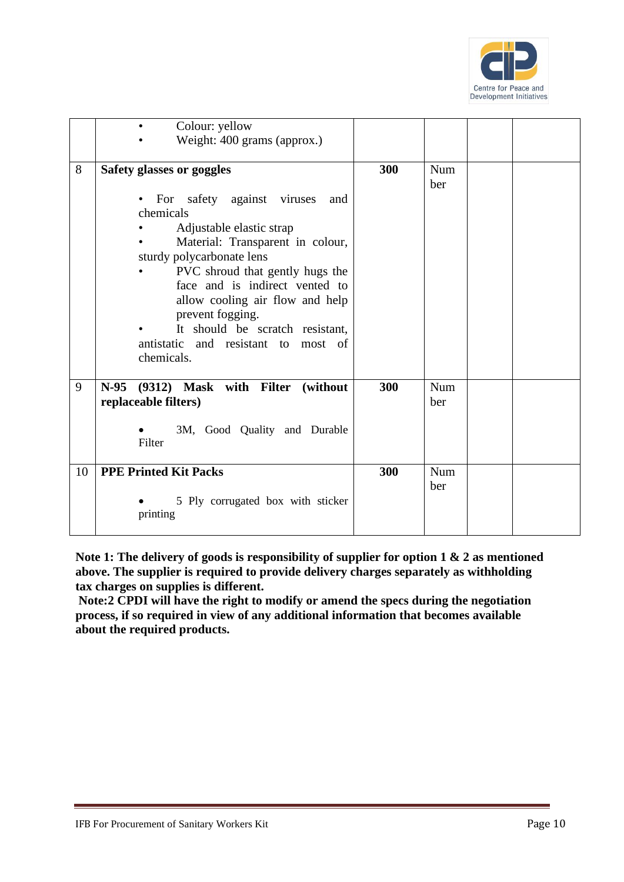| | | | | | |
|---|---|---|---|---|---|
| | • Colour: yellow<br>• Weight: 400 grams (approx.) | | | | |
| 8 | **Safety glasses or goggles**<br><br>• For safety against viruses and chemicals<br>• Adjustable elastic strap<br>• Material: Transparent in colour, sturdy polycarbonate lens<br>• PVC shroud that gently hugs the face and is indirect vented to allow cooling air flow and help prevent fogging.<br>• It should be scratch resistant, antistatic and resistant to most of chemicals. | **300** | Number | | |
| 9 | **N-95 (9312) Mask with Filter (without replaceable filters)**<br><br>• 3M, Good Quality and Durable Filter | **300** | Number | | |
| 10 | **PPE Printed Kit Packs**<br><br>• 5 Ply corrugated box with sticker printing | **300** | Number | | |

**Note 1: The delivery of goods is responsibility of supplier for option 1 & 2 as mentioned above. The supplier is required to provide delivery charges separately as withholding tax charges on supplies is different.**

**Note:2 CPDI will have the right to modify or amend the specs during the negotiation process, if so required in view of any additional information that becomes available about the required products.**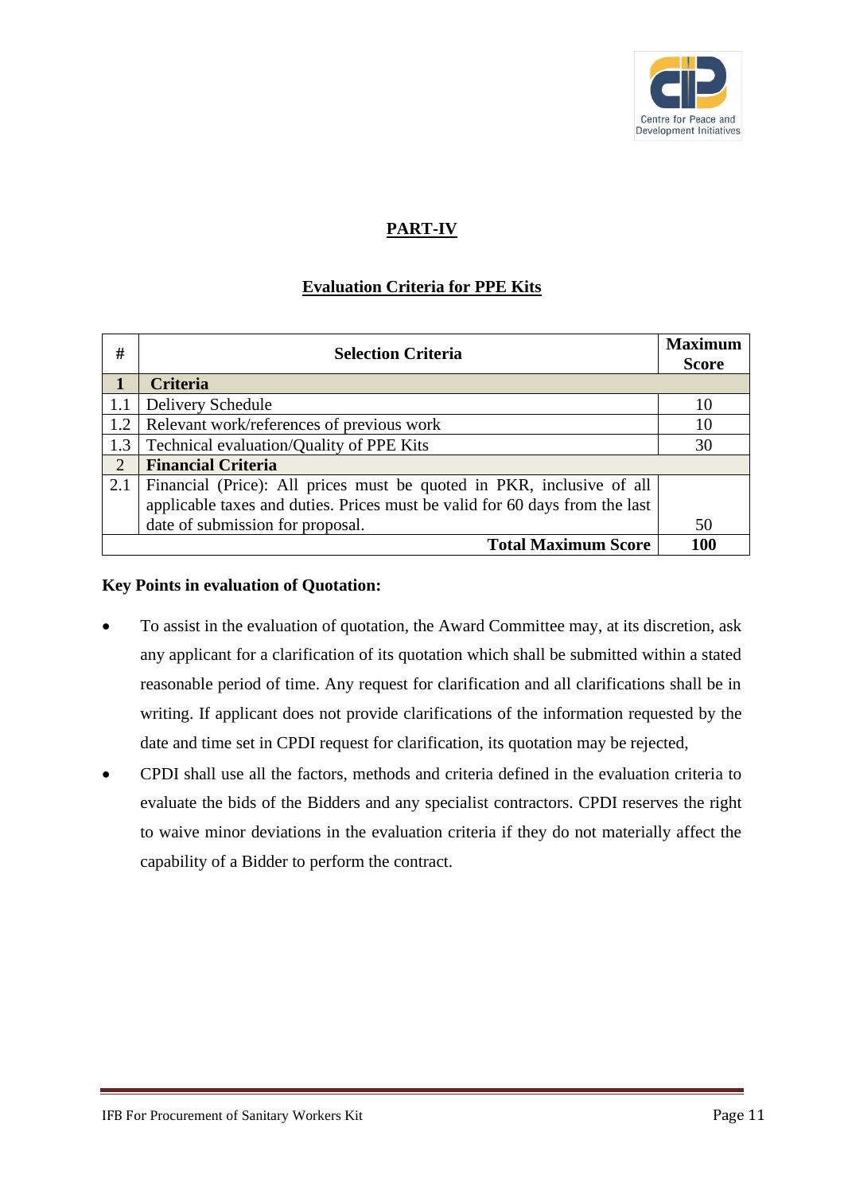## PART-IV

### Evaluation Criteria for PPE Kits

| # | Selection Criteria | Maximum Score |
|---|---|---|
| **1** | **Criteria** | |
| 1.1 | Delivery Schedule | 10 |
| 1.2 | Relevant work/references of previous work | 10 |
| 1.3 | Technical evaluation/Quality of PPE Kits | 30 |
| 2 | **Financial Criteria** | |
| 2.1 | Financial (Price): All prices must be quoted in PKR, inclusive of all applicable taxes and duties. Prices must be valid for 60 days from the last date of submission for proposal. | 50 |
| | **Total Maximum Score** | **100** |

**Key Points in evaluation of Quotation:**

- To assist in the evaluation of quotation, the Award Committee may, at its discretion, ask any applicant for a clarification of its quotation which shall be submitted within a stated reasonable period of time. Any request for clarification and all clarifications shall be in writing. If applicant does not provide clarifications of the information requested by the date and time set in CPDI request for clarification, its quotation may be rejected,
- CPDI shall use all the factors, methods and criteria defined in the evaluation criteria to evaluate the bids of the Bidders and any specialist contractors. CPDI reserves the right to waive minor deviations in the evaluation criteria if they do not materially affect the capability of a Bidder to perform the contract.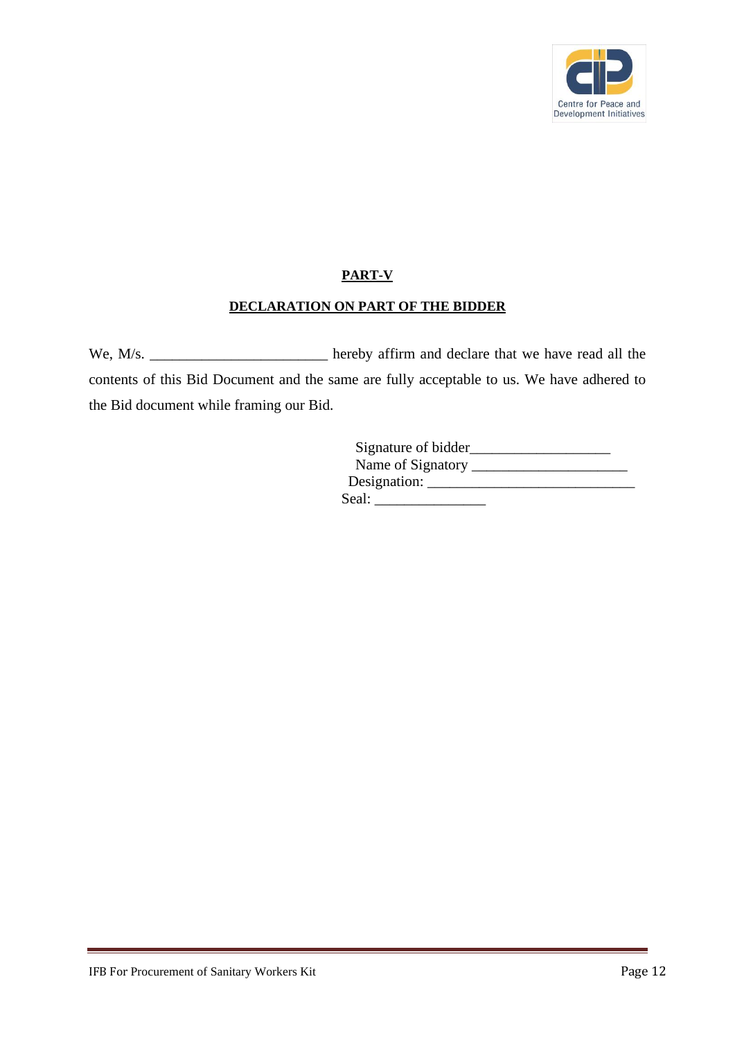## PART-V

## DECLARATION ON PART OF THE BIDDER

We, M/s. ________________________ hereby affirm and declare that we have read all the contents of this Bid Document and the same are fully acceptable to us. We have adhered to the Bid document while framing our Bid.

Signature of bidder___________________
Name of Signatory _____________________
Designation: ____________________________
Seal: _______________